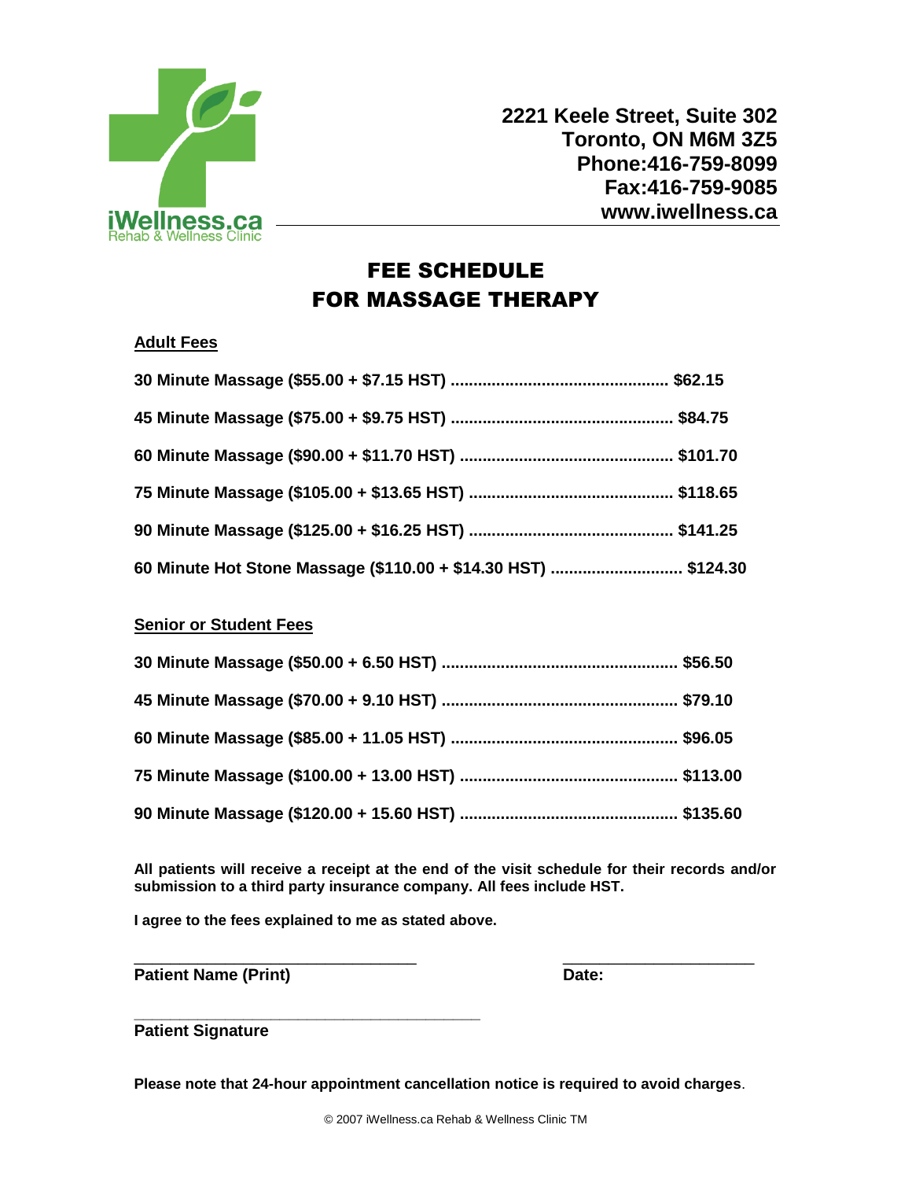iWellness.ca
Rehab & Wellness Clinic

**2221 Keele Street, Suite 302**
**Toronto, ON M6M 3Z5**
**Phone:416-759-8099**
**Fax:416-759-9085**
**www.iwellness.ca**

# FEE SCHEDULE
# FOR MASSAGE THERAPY

**Adult Fees**

**30 Minute Massage ($55.00 + $7.15 HST) ............................................... $62.15**

**45 Minute Massage ($75.00 + $9.75 HST) ............................................... $84.75**

**60 Minute Massage ($90.00 + $11.70 HST) ............................................. $101.70**

**75 Minute Massage ($105.00 + $13.65 HST) ........................................... $118.65**

**90 Minute Massage ($125.00 + $16.25 HST) ........................................... $141.25**

**60 Minute Hot Stone Massage ($110.00 + $14.30 HST) ............................ $124.30**

**Senior or Student Fees**

**30 Minute Massage ($50.00 + 6.50 HST) .................................................. $56.50**

**45 Minute Massage ($70.00 + 9.10 HST) .................................................. $79.10**

**60 Minute Massage ($85.00 + 11.05 HST) ................................................ $96.05**

**75 Minute Massage ($100.00 + 13.00 HST) .............................................. $113.00**

**90 Minute Massage ($120.00 + 15.60 HST) .............................................. $135.60**

**All patients will receive a receipt at the end of the visit schedule for their records and/or submission to a third party insurance company. All fees include HST.**

**I agree to the fees explained to me as stated above.**

**Patient Name (Print)** ________________________________ **Date:** ____________________

**Patient Signature** ________________________________

**Please note that 24-hour appointment cancellation notice is required to avoid charges**.

© 2007 iWellness.ca Rehab & Wellness Clinic TM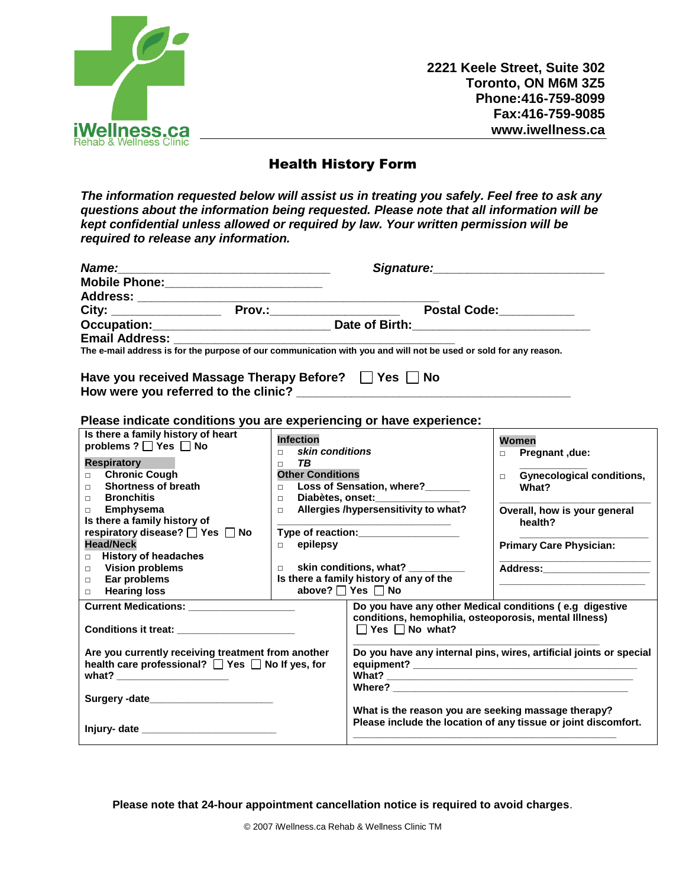iWellness.ca
Rehab & Wellness Clinic

**2221 Keele Street, Suite 302**
**Toronto, ON M6M 3Z5**
**Phone:416-759-8099**
**Fax:416-759-9085**
**www.iwellness.ca**

# Health History Form

***The information requested below will assist us in treating you safely. Feel free to ask any questions about the information being requested. Please note that all information will be kept confidential unless allowed or required by law. Your written permission will be required to release any information.***

***Name:***_______________________________ ***Signature:***_________________________
**Mobile Phone:**_______________________
**Address:** ___________________________________________
**City:** _______________ **Prov.:**__________________ **Postal Code:**__________
**Occupation:**__________________________ **Date of Birth:**__________________________
**Email Address:** ____________________________________________
**The e-mail address is for the purpose of our communication with you and will not be used or sold for any reason.**

**Have you received Massage Therapy Before?** ☐ **Yes** ☐ **No**
**How were you referred to the clinic?** ________________________________________

**Please indicate conditions you are experiencing or have experience:**

| | | |
|---|---|---|
| **Is there a family history of heart problems ?** ☐ **Yes** ☐ **No**<br><br>**Respiratory**<br>□ **Chronic Cough**<br>□ **Shortness of breath**<br>□ **Bronchitis**<br>□ **Emphysema**<br>**Is there a family history of respiratory disease?** ☐ **Yes** ☐ **No**<br>**Head/Neck**<br>□ **History of headaches**<br>□ **Vision problems**<br>□ **Ear problems**<br>□ **Hearing loss** | **Infection**<br>□ ***skin conditions***<br>□ ***TB***<br>**Other Conditions**<br>□ **Loss of Sensation, where?**________<br>□ **Diabètes, onset:**______________<br>□ **Allergies /hypersensitivity to what?**<br>_______________________<br>**Type of reaction:**_______________<br>□ **epilepsy**<br><br>□ **skin conditions, what?** __________<br>**Is there a family history of any of the above?** ☐ **Yes** ☐ **No** | **Women**<br>□ **Pregnant ,due:**<br>___________<br>□ **Gynecological conditions, What?**<br>_______________________<br>**Overall, how is your general health?**<br>_______________________<br>**Primary Care Physician:**<br>_______________________<br>**Address:**__________________<br>_______________________ |

| | |
|---|---|
| **Current Medications:** __________________<br><br>**Conditions it treat:** ____________________<br><br>**Are you currently receiving treatment from another health care professional?** ☐ **Yes** ☐ **No If yes, for what?** ___________________<br><br>**Surgery -date**_____________________<br><br>**Injury- date** ______________________ | **Do you have any other Medical conditions ( e.g digestive conditions, hemophilia, osteoporosis, mental Illness)**<br>☐ **Yes** ☐ **No what?**<br>______________________________________<br><br>**Do you have any internal pins, wires, artificial joints or special equipment?** ________________________________<br>**What?** ____________________________________<br>**Where?** ___________________________________<br><br>**What is the reason you are seeking massage therapy? Please include the location of any tissue or joint discomfort.**<br>________________________________________ |

**Please note that 24-hour appointment cancellation notice is required to avoid charges.**

© 2007 iWellness.ca Rehab & Wellness Clinic TM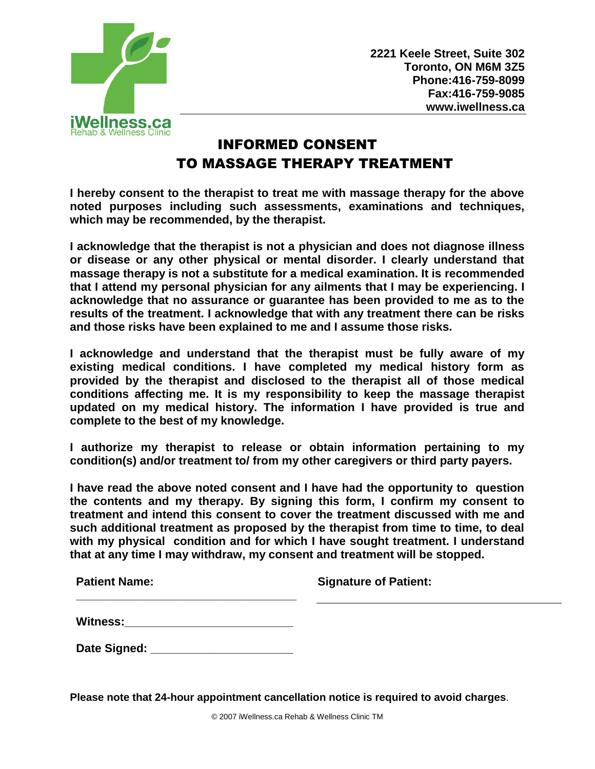iWellness.ca
Rehab & Wellness Clinic

**2221 Keele Street, Suite 302**
**Toronto, ON M6M 3Z5**
**Phone:416-759-8099**
**Fax:416-759-9085**
**www.iwellness.ca**

# INFORMED CONSENT TO MASSAGE THERAPY TREATMENT

**I hereby consent to the therapist to treat me with massage therapy for the above noted purposes including such assessments, examinations and techniques, which may be recommended, by the therapist.**

**I acknowledge that the therapist is not a physician and does not diagnose illness or disease or any other physical or mental disorder. I clearly understand that massage therapy is not a substitute for a medical examination. It is recommended that I attend my personal physician for any ailments that I may be experiencing. I acknowledge that no assurance or guarantee has been provided to me as to the results of the treatment. I acknowledge that with any treatment there can be risks and those risks have been explained to me and I assume those risks.**

**I acknowledge and understand that the therapist must be fully aware of my existing medical conditions. I have completed my medical history form as provided by the therapist and disclosed to the therapist all of those medical conditions affecting me. It is my responsibility to keep the massage therapist updated on my medical history. The information I have provided is true and complete to the best of my knowledge.**

**I authorize my therapist to release or obtain information pertaining to my condition(s) and/or treatment to/ from my other caregivers or third party payers.**

**I have read the above noted consent and I have had the opportunity to question the contents and my therapy. By signing this form, I confirm my consent to treatment and intend this consent to cover the treatment discussed with me and such additional treatment as proposed by the therapist from time to time, to deal with my physical condition and for which I have sought treatment. I understand that at any time I may withdraw, my consent and treatment will be stopped.**

**Patient Name:** ______________________________ **Signature of Patient:** ______________________________

**Witness:**______________________________

**Date Signed:** ______________________________

**Please note that 24-hour appointment cancellation notice is required to avoid charges**.

© 2007 iWellness.ca Rehab & Wellness Clinic TM